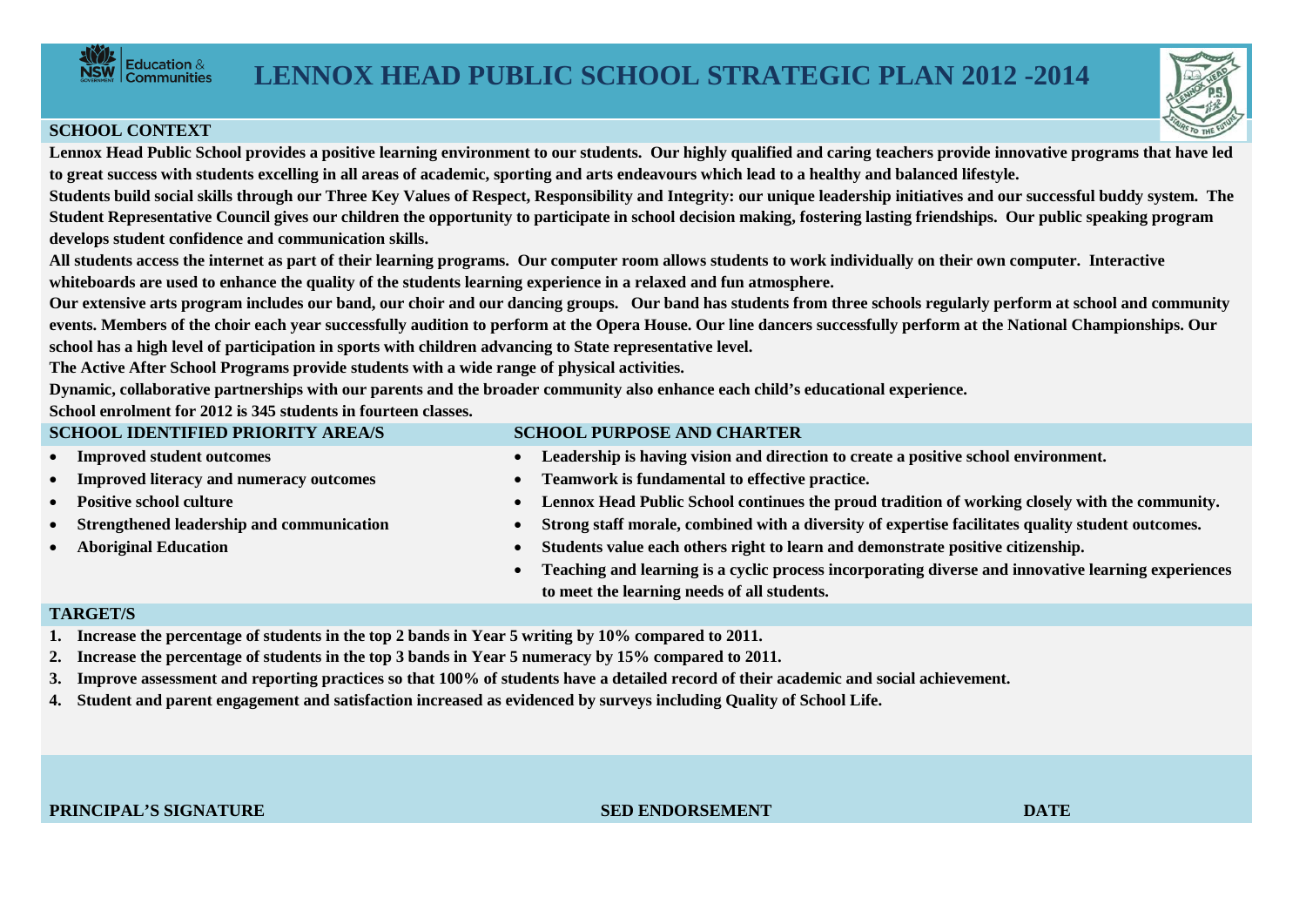# LENNOX HEAD PUBLIC SCHOOL STRATEGIC PLAN 2012 -2014

## SCHOOL CONTEXT

**Lennox Head Public School provides a positive learning environment to our students. Our highly qualified and caring teachers provide innovative programs that have led to great success with students excelling in all areas of academic, sporting and arts endeavours which lead to a healthy and balanced lifestyle.**

**Students build social skills through our Three Key Values of Respect, Responsibility and Integrity: our unique leadership initiatives and our successful buddy system. The Student Representative Council gives our children the opportunity to participate in school decision making, fostering lasting friendships. Our public speaking program develops student confidence and communication skills.**

**All students access the internet as part of their learning programs. Our computer room allows students to work individually on their own computer. Interactive whiteboards are used to enhance the quality of the students learning experience in a relaxed and fun atmosphere.**

**Our extensive arts program includes our band, our choir and our dancing groups. Our band has students from three schools regularly perform at school and community events. Members of the choir each year successfully audition to perform at the Opera House. Our line dancers successfully perform at the National Championships. Our school has a high level of participation in sports with children advancing to State representative level.**

**The Active After School Programs provide students with a wide range of physical activities.**

**Dynamic, collaborative partnerships with our parents and the broader community also enhance each child's educational experience.**

**School enrolment for 2012 is 345 students in fourteen classes.**

## SCHOOL IDENTIFIED PRIORITY AREA/S

- **Improved student outcomes**
- **Improved literacy and numeracy outcomes**
- **Positive school culture**
- **Strengthened leadership and communication**
- **Aboriginal Education**

## SCHOOL PURPOSE AND CHARTER

- **Leadership is having vision and direction to create a positive school environment.**
- **Teamwork is fundamental to effective practice.**
- **Lennox Head Public School continues the proud tradition of working closely with the community.**
- **Strong staff morale, combined with a diversity of expertise facilitates quality student outcomes.**
- **Students value each others right to learn and demonstrate positive citizenship.**
- **Teaching and learning is a cyclic process incorporating diverse and innovative learning experiences to meet the learning needs of all students.**

## TARGET/S

1. **Increase the percentage of students in the top 2 bands in Year 5 writing by 10% compared to 2011.**
2. **Increase the percentage of students in the top 3 bands in Year 5 numeracy by 15% compared to 2011.**
3. **Improve assessment and reporting practices so that 100% of students have a detailed record of their academic and social achievement.**
4. **Student and parent engagement and satisfaction increased as evidenced by surveys including Quality of School Life.**

| PRINCIPAL'S SIGNATURE | SED ENDORSEMENT | DATE |
|---|---|---|
| | | |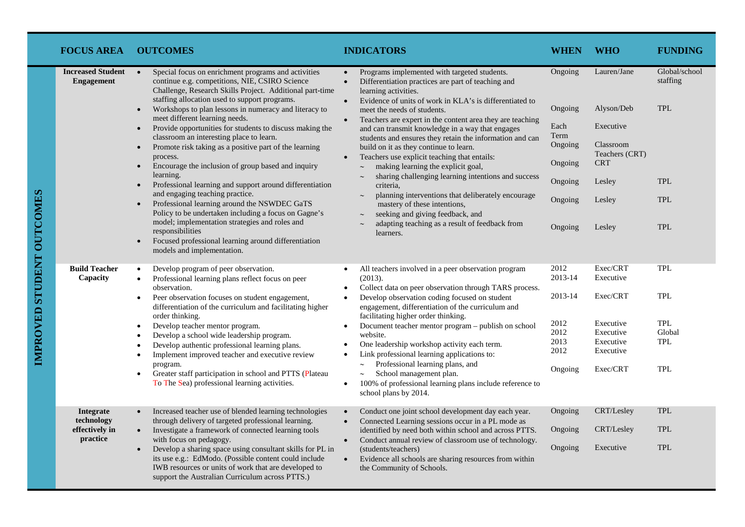**IMPROVED STUDENT OUTCOMES**

| FOCUS AREA | OUTCOMES | INDICATORS | WHEN | WHO | FUNDING |
|---|---|---|---|---|---|
| **Increased Student Engagement** | • Special focus on enrichment programs and activities continue e.g. competitions, NIE, CSIRO Science Challenge, Research Skills Project. Additional part-time staffing allocation used to support programs.<br>• Workshops to plan lessons in numeracy and literacy to meet different learning needs.<br>• Provide opportunities for students to discuss making the classroom an interesting place to learn.<br>• Promote risk taking as a positive part of the learning process.<br>• Encourage the inclusion of group based and inquiry learning.<br>• Professional learning and support around differentiation and engaging teaching practice.<br>• Professional learning around the NSWDEC GaTS Policy to be undertaken including a focus on Gagne's model; implementation strategies and roles and responsibilities<br>• Focused professional learning around differentiation models and implementation. | • Programs implemented with targeted students.<br>• Differentiation practices are part of teaching and learning activities.<br>• Evidence of units of work in KLA's is differentiated to meet the needs of students.<br>• Teachers are expert in the content area they are teaching and can transmit knowledge in a way that engages students and ensures they retain the information and can build on it as they continue to learn.<br>• Teachers use explicit teaching that entails:<br>~ making learning the explicit goal,<br>~ sharing challenging learning intentions and success criteria,<br>~ planning interventions that deliberately encourage mastery of these intentions,<br>~ seeking and giving feedback, and<br>~ adapting teaching as a result of feedback from learners. | Ongoing<br>Ongoing<br>Each Term<br>Ongoing<br>Ongoing<br>Ongoing<br>Ongoing<br>Ongoing | Lauren/Jane<br>Alyson/Deb<br>Executive<br>Classroom Teachers (CRT)<br>CRT<br>Lesley<br>Lesley<br>Lesley | Global/school staffing<br>TPL<br>TPL<br>TPL<br>TPL |
| **Build Teacher Capacity** | • Develop program of peer observation.<br>• Professional learning plans reflect focus on peer observation.<br>• Peer observation focuses on student engagement, differentiation of the curriculum and facilitating higher order thinking.<br>• Develop teacher mentor program.<br>• Develop a school wide leadership program.<br>• Develop authentic professional learning plans.<br>• Implement improved teacher and executive review program.<br>• Greater staff participation in school and PTTS (Plateau To The Sea) professional learning activities. | • All teachers involved in a peer observation program (2013).<br>• Collect data on peer observation through TARS process.<br>• Develop observation coding focused on student engagement, differentiation of the curriculum and facilitating higher order thinking.<br>• Document teacher mentor program – publish on school website.<br>• One leadership workshop activity each term.<br>• Link professional learning applications to:<br>~ Professional learning plans, and<br>~ School management plan.<br>• 100% of professional learning plans include reference to school plans by 2014. | 2012<br>2013-14<br>2013-14<br>2012<br>2012<br>2013<br>2012<br>Ongoing | Exec/CRT<br>Executive<br>Exec/CRT<br>Executive<br>Executive<br>Executive<br>Executive<br>Exec/CRT | TPL<br>TPL<br>TPL<br>Global<br>TPL<br>TPL |
| **Integrate technology effectively in practice** | • Increased teacher use of blended learning technologies through delivery of targeted professional learning.<br>• Investigate a framework of connected learning tools with focus on pedagogy.<br>• Develop a sharing space using consultant skills for PL in its use e.g.: EdModo. (Possible content could include IWB resources or units of work that are developed to support the Australian Curriculum across PTTS.) | • Conduct one joint school development day each year.<br>• Connected Learning sessions occur in a PL mode as identified by need both within school and across PTTS.<br>• Conduct annual review of classroom use of technology. (students/teachers)<br>• Evidence all schools are sharing resources from within the Community of Schools. | Ongoing<br>Ongoing<br>Ongoing | CRT/Lesley<br>CRT/Lesley<br>Executive | TPL<br>TPL<br>TPL |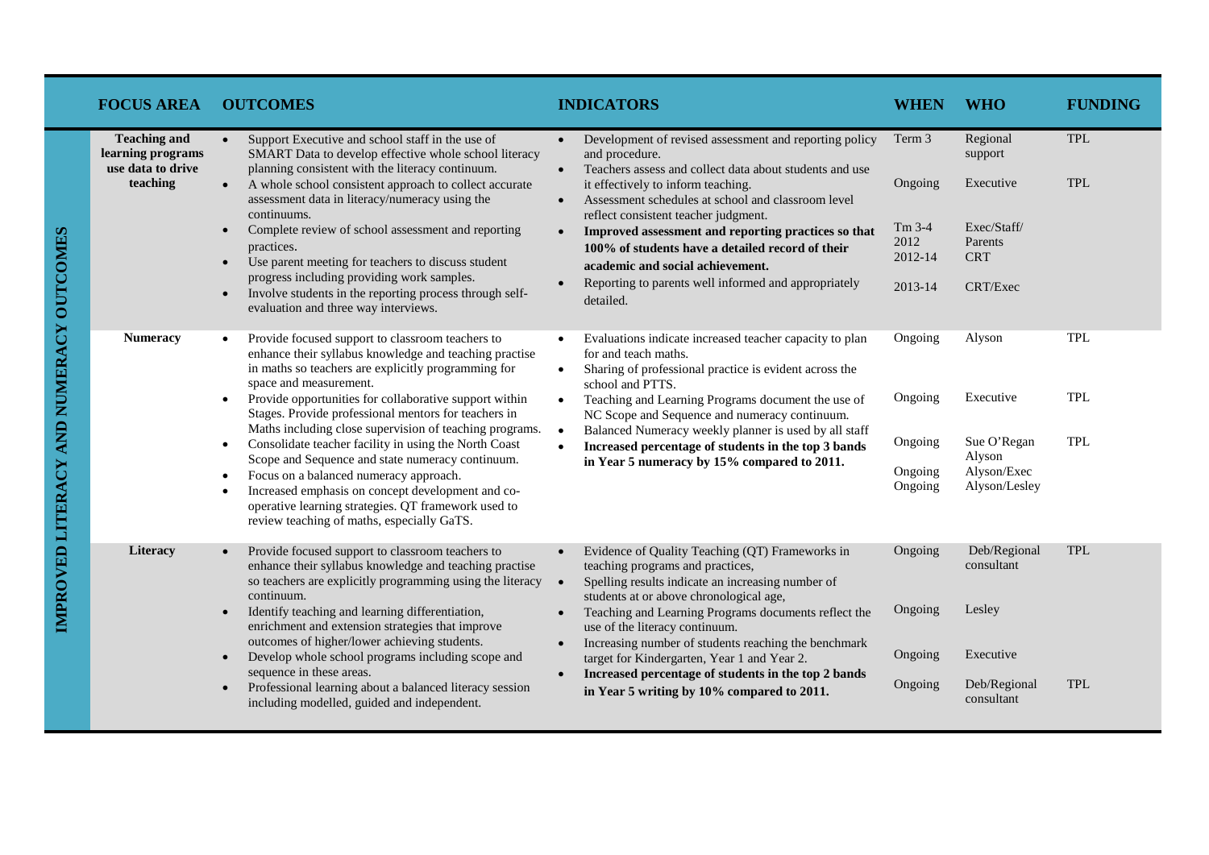| | FOCUS AREA | OUTCOMES | INDICATORS | WHEN | WHO | FUNDING |
|---|---|---|---|---|---|---|
| IMPROVED LITERACY AND NUMERACY OUTCOMES | **Teaching and learning programs use data to drive teaching** | • Support Executive and school staff in the use of SMART Data to develop effective whole school literacy planning consistent with the literacy continuum.<br>• A whole school consistent approach to collect accurate assessment data in literacy/numeracy using the continuums.<br>• Complete review of school assessment and reporting practices.<br>• Use parent meeting for teachers to discuss student progress including providing work samples.<br>• Involve students in the reporting process through self-evaluation and three way interviews. | • Development of revised assessment and reporting policy and procedure.<br>• Teachers assess and collect data about students and use it effectively to inform teaching.<br>• Assessment schedules at school and classroom level reflect consistent teacher judgment.<br>• **Improved assessment and reporting practices so that 100% of students have a detailed record of their academic and social achievement.**<br>• Reporting to parents well informed and appropriately detailed. | Term 3<br><br>Ongoing<br><br>Tm 3-4 2012<br>2012-14<br><br>2013-14 | Regional support<br><br>Executive<br><br>Exec/Staff/ Parents<br>CRT<br><br>CRT/Exec | TPL<br><br>TPL |
| | **Numeracy** | • Provide focused support to classroom teachers to enhance their syllabus knowledge and teaching practise in maths so teachers are explicitly programming for space and measurement.<br>• Provide opportunities for collaborative support within Stages. Provide professional mentors for teachers in Maths including close supervision of teaching programs.<br>• Consolidate teacher facility in using the North Coast Scope and Sequence and state numeracy continuum.<br>• Focus on a balanced numeracy approach.<br>• Increased emphasis on concept development and co-operative learning strategies. QT framework used to review teaching of maths, especially GaTS. | • Evaluations indicate increased teacher capacity to plan for and teach maths.<br>• Sharing of professional practice is evident across the school and PTTS.<br>• Teaching and Learning Programs document the use of NC Scope and Sequence and numeracy continuum.<br>• Balanced Numeracy weekly planner is used by all staff<br>• **Increased percentage of students in the top 3 bands in Year 5 numeracy by 15% compared to 2011.** | Ongoing<br><br>Ongoing<br><br>Ongoing<br><br>Ongoing<br>Ongoing | Alyson<br><br>Executive<br><br>Sue O'Regan Alyson<br>Alyson/Exec<br>Alyson/Lesley | TPL<br><br>TPL<br><br>TPL |
| | **Literacy** | • Provide focused support to classroom teachers to enhance their syllabus knowledge and teaching practise so teachers are explicitly programming using the literacy continuum.<br>• Identify teaching and learning differentiation, enrichment and extension strategies that improve outcomes of higher/lower achieving students.<br>• Develop whole school programs including scope and sequence in these areas.<br>• Professional learning about a balanced literacy session including modelled, guided and independent. | • Evidence of Quality Teaching (QT) Frameworks in teaching programs and practices,<br>• Spelling results indicate an increasing number of students at or above chronological age,<br>• Teaching and Learning Programs documents reflect the use of the literacy continuum.<br>• Increasing number of students reaching the benchmark target for Kindergarten, Year 1 and Year 2.<br>• **Increased percentage of students in the top 2 bands in Year 5 writing by 10% compared to 2011.** | Ongoing<br><br>Ongoing<br><br>Ongoing<br><br>Ongoing | Deb/Regional consultant<br><br>Lesley<br><br>Executive<br><br>Deb/Regional consultant | TPL<br><br><br><br><br><br>TPL |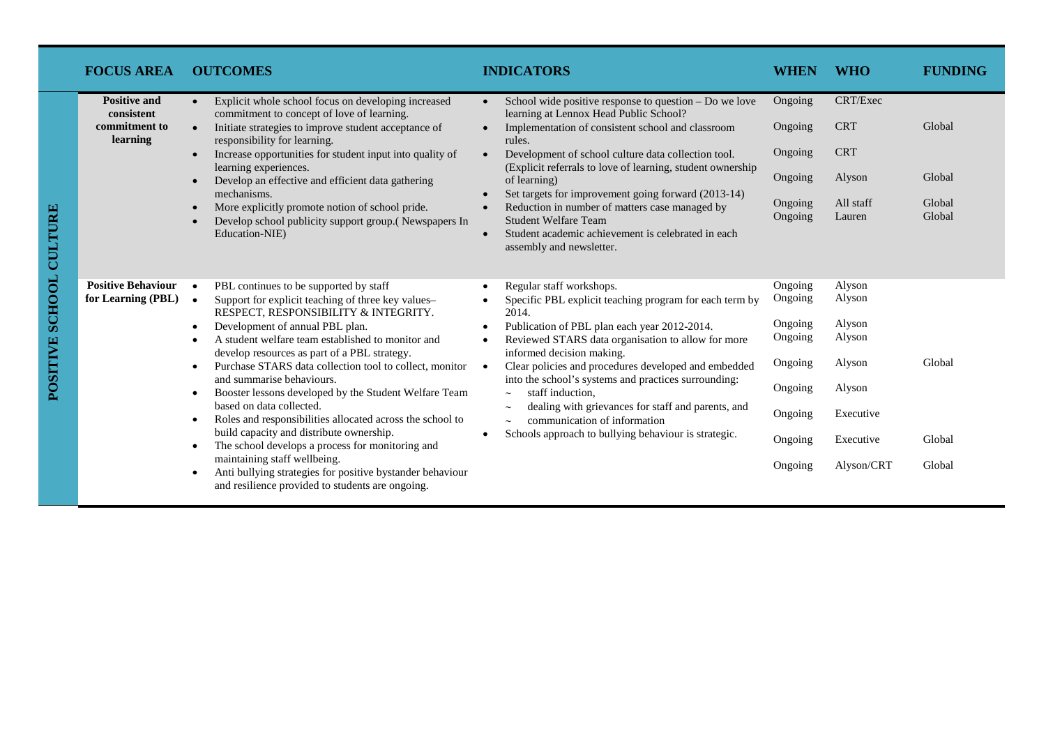| | FOCUS AREA | OUTCOMES | INDICATORS | WHEN | WHO | FUNDING |
|---|---|---|---|---|---|---|
| POSITIVE SCHOOL CULTURE | **Positive and consistent commitment to learning** | • Explicit whole school focus on developing increased commitment to concept of love of learning.<br>• Initiate strategies to improve student acceptance of responsibility for learning.<br>• Increase opportunities for student input into quality of learning experiences.<br>• Develop an effective and efficient data gathering mechanisms.<br>• More explicitly promote notion of school pride.<br>• Develop school publicity support group.( Newspapers In Education-NIE) | • School wide positive response to question – Do we love learning at Lennox Head Public School?<br>• Implementation of consistent school and classroom rules.<br>• Development of school culture data collection tool. (Explicit referrals to love of learning, student ownership of learning)<br>• Set targets for improvement going forward (2013-14)<br>• Reduction in number of matters case managed by Student Welfare Team<br>• Student academic achievement is celebrated in each assembly and newsletter. | Ongoing<br>Ongoing<br>Ongoing<br>Ongoing<br>Ongoing<br>Ongoing | CRT/Exec<br>CRT<br>CRT<br>Alyson<br>All staff<br>Lauren | <br>Global<br><br>Global<br>Global<br>Global |
| | **Positive Behaviour for Learning (PBL)** | • PBL continues to be supported by staff<br>• Support for explicit teaching of three key values– RESPECT, RESPONSIBILITY & INTEGRITY.<br>• Development of annual PBL plan.<br>• A student welfare team established to monitor and develop resources as part of a PBL strategy.<br>• Purchase STARS data collection tool to collect, monitor and summarise behaviours.<br>• Booster lessons developed by the Student Welfare Team based on data collected.<br>• Roles and responsibilities allocated across the school to build capacity and distribute ownership.<br>• The school develops a process for monitoring and maintaining staff wellbeing.<br>• Anti bullying strategies for positive bystander behaviour and resilience provided to students are ongoing. | • Regular staff workshops.<br>• Specific PBL explicit teaching program for each term by 2014.<br>• Publication of PBL plan each year 2012-2014.<br>• Reviewed STARS data organisation to allow for more informed decision making.<br>• Clear policies and procedures developed and embedded into the school's systems and practices surrounding:<br>~ staff induction,<br>~ dealing with grievances for staff and parents, and<br>~ communication of information<br>• Schools approach to bullying behaviour is strategic. | Ongoing<br>Ongoing<br>Ongoing<br>Ongoing<br>Ongoing<br>Ongoing<br>Ongoing<br>Ongoing<br>Ongoing | Alyson<br>Alyson<br>Alyson<br>Alyson<br>Alyson<br>Alyson<br>Executive<br>Executive<br>Alyson/CRT | <br><br><br><br>Global<br><br><br>Global<br>Global |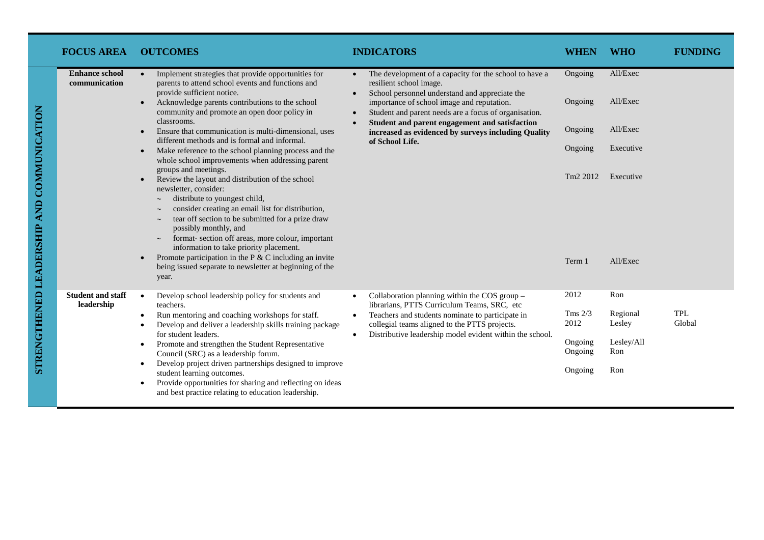| | FOCUS AREA | OUTCOMES | INDICATORS | WHEN | WHO | FUNDING |
|---|---|---|---|---|---|---|
| **STRENGTHENED LEADERSHIP AND COMMUNICATION** | **Enhance school communication** | • Implement strategies that provide opportunities for parents to attend school events and functions and provide sufficient notice.<br>• Acknowledge parents contributions to the school community and promote an open door policy in classrooms.<br>• Ensure that communication is multi-dimensional, uses different methods and is formal and informal.<br>• Make reference to the school planning process and the whole school improvements when addressing parent groups and meetings.<br>• Review the layout and distribution of the school newsletter, consider:<br>~ distribute to youngest child,<br>~ consider creating an email list for distribution,<br>~ tear off section to be submitted for a prize draw possibly monthly, and<br>~ format- section off areas, more colour, important information to take priority placement.<br>• Promote participation in the P & C including an invite being issued separate to newsletter at beginning of the year. | • The development of a capacity for the school to have a resilient school image.<br>• School personnel understand and appreciate the importance of school image and reputation.<br>• Student and parent needs are a focus of organisation.<br>• **Student and parent engagement and satisfaction increased as evidenced by surveys including Quality of School Life.** | Ongoing<br>Ongoing<br>Ongoing<br>Ongoing<br>Tm2 2012<br>Term 1 | All/Exec<br>All/Exec<br>All/Exec<br>Executive<br>Executive<br>All/Exec | |
| | **Student and staff leadership** | • Develop school leadership policy for students and teachers.<br>• Run mentoring and coaching workshops for staff.<br>• Develop and deliver a leadership skills training package for student leaders.<br>• Promote and strengthen the Student Representative Council (SRC) as a leadership forum.<br>• Develop project driven partnerships designed to improve student learning outcomes.<br>• Provide opportunities for sharing and reflecting on ideas and best practice relating to education leadership. | • Collaboration planning within the COS group – librarians, PTTS Curriculum Teams, SRC, etc<br>• Teachers and students nominate to participate in collegial teams aligned to the PTTS projects.<br>• Distributive leadership model evident within the school. | 2012<br>Tms 2/3<br>2012<br>Ongoing<br>Ongoing<br>Ongoing | Ron<br>Regional<br>Lesley<br>Lesley/All<br>Ron<br>Ron | TPL<br>Global |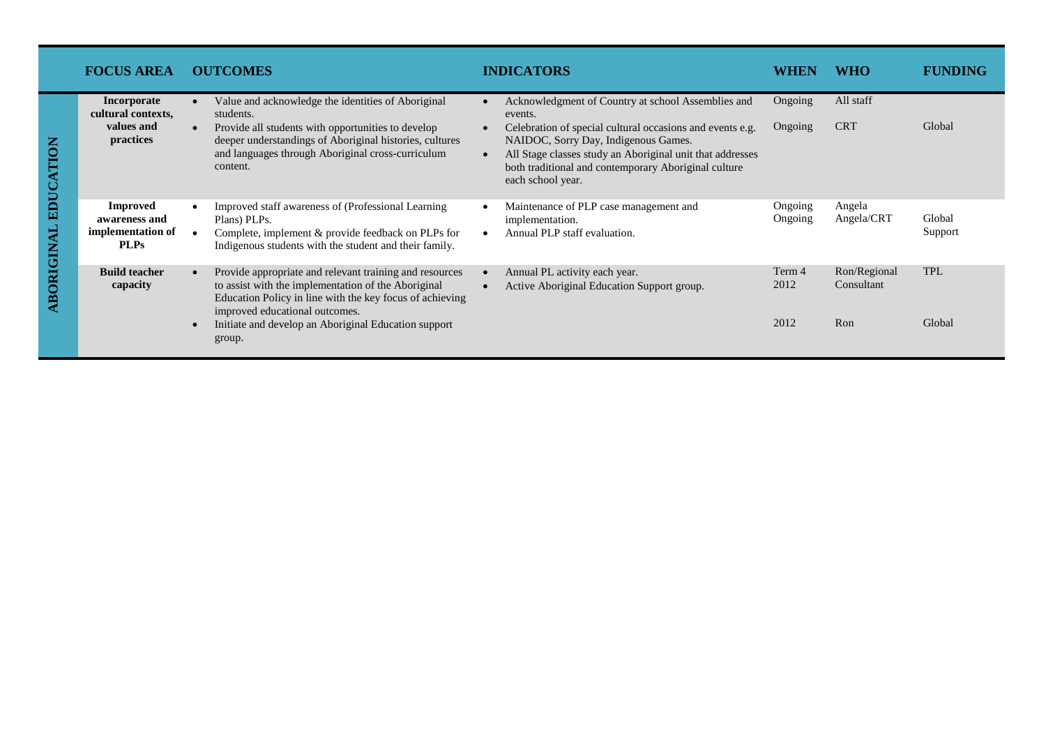| | FOCUS AREA | OUTCOMES | INDICATORS | WHEN | WHO | FUNDING |
|---|---|---|---|---|---|---|
| ABORIGINAL EDUCATION | **Incorporate cultural contexts, values and practices** | • Value and acknowledge the identities of Aboriginal students.<br>• Provide all students with opportunities to develop deeper understandings of Aboriginal histories, cultures and languages through Aboriginal cross-curriculum content. | • Acknowledgment of Country at school Assemblies and events.<br>• Celebration of special cultural occasions and events e.g. NAIDOC, Sorry Day, Indigenous Games.<br>• All Stage classes study an Aboriginal unit that addresses both traditional and contemporary Aboriginal culture each school year. | Ongoing<br>Ongoing | All staff<br>CRT | Global |
| | **Improved awareness and implementation of PLPs** | • Improved staff awareness of (Professional Learning Plans) PLPs.<br>• Complete, implement & provide feedback on PLPs for Indigenous students with the student and their family. | • Maintenance of PLP case management and implementation.<br>• Annual PLP staff evaluation. | Ongoing<br>Ongoing | Angela<br>Angela/CRT | Global Support |
| | **Build teacher capacity** | • Provide appropriate and relevant training and resources to assist with the implementation of the Aboriginal Education Policy in line with the key focus of achieving improved educational outcomes.<br>• Initiate and develop an Aboriginal Education support group. | • Annual PL activity each year.<br>• Active Aboriginal Education Support group. | Term 4 2012<br>2012 | Ron/Regional Consultant<br>Ron | TPL<br>Global |